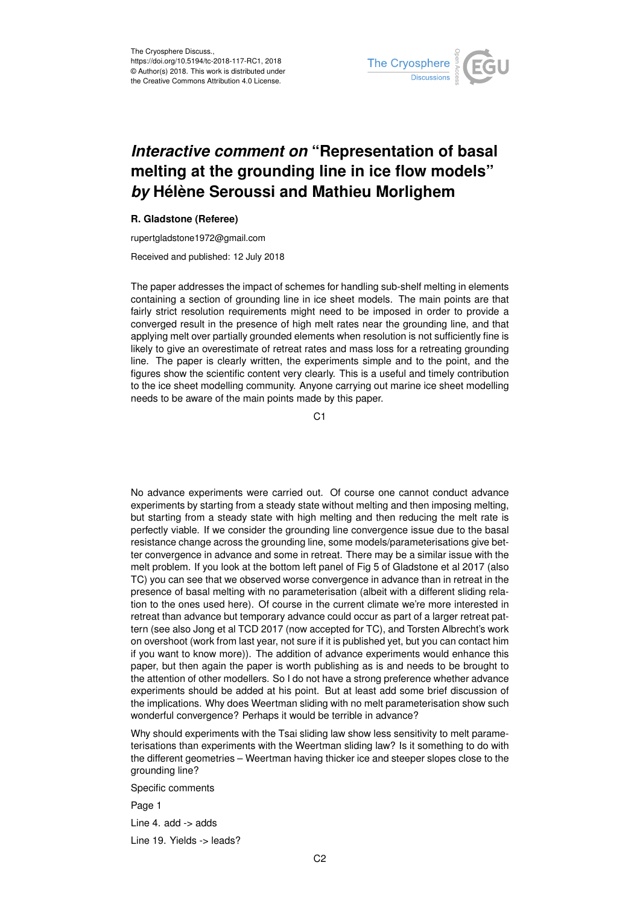The Cryosphere Discuss.,
https://doi.org/10.5194/tc-2018-117-RC1, 2018
© Author(s) 2018. This work is distributed under
the Creative Commons Attribution 4.0 License.

# *Interactive comment on* "Representation of basal melting at the grounding line in ice flow models" *by* Hélène Seroussi and Mathieu Morlighem

**R. Gladstone (Referee)**

rupertgladstone1972@gmail.com

Received and published: 12 July 2018

The paper addresses the impact of schemes for handling sub-shelf melting in elements containing a section of grounding line in ice sheet models. The main points are that fairly strict resolution requirements might need to be imposed in order to provide a converged result in the presence of high melt rates near the grounding line, and that applying melt over partially grounded elements when resolution is not sufficiently fine is likely to give an overestimate of retreat rates and mass loss for a retreating grounding line. The paper is clearly written, the experiments simple and to the point, and the figures show the scientific content very clearly. This is a useful and timely contribution to the ice sheet modelling community. Anyone carrying out marine ice sheet modelling needs to be aware of the main points made by this paper.

No advance experiments were carried out. Of course one cannot conduct advance experiments by starting from a steady state without melting and then imposing melting, but starting from a steady state with high melting and then reducing the melt rate is perfectly viable. If we consider the grounding line convergence issue due to the basal resistance change across the grounding line, some models/parameterisations give better convergence in advance and some in retreat. There may be a similar issue with the melt problem. If you look at the bottom left panel of Fig 5 of Gladstone et al 2017 (also TC) you can see that we observed worse convergence in advance than in retreat in the presence of basal melting with no parameterisation (albeit with a different sliding relation to the ones used here). Of course in the current climate we're more interested in retreat than advance but temporary advance could occur as part of a larger retreat pattern (see also Jong et al TCD 2017 (now accepted for TC), and Torsten Albrecht's work on overshoot (work from last year, not sure if it is published yet, but you can contact him if you want to know more)). The addition of advance experiments would enhance this paper, but then again the paper is worth publishing as is and needs to be brought to the attention of other modellers. So I do not have a strong preference whether advance experiments should be added at his point. But at least add some brief discussion of the implications. Why does Weertman sliding with no melt parameterisation show such wonderful convergence? Perhaps it would be terrible in advance?

Why should experiments with the Tsai sliding law show less sensitivity to melt parameterisations than experiments with the Weertman sliding law? Is it something to do with the different geometries – Weertman having thicker ice and steeper slopes close to the grounding line?

Specific comments

Page 1

Line 4. add -> adds

Line 19. Yields -> leads?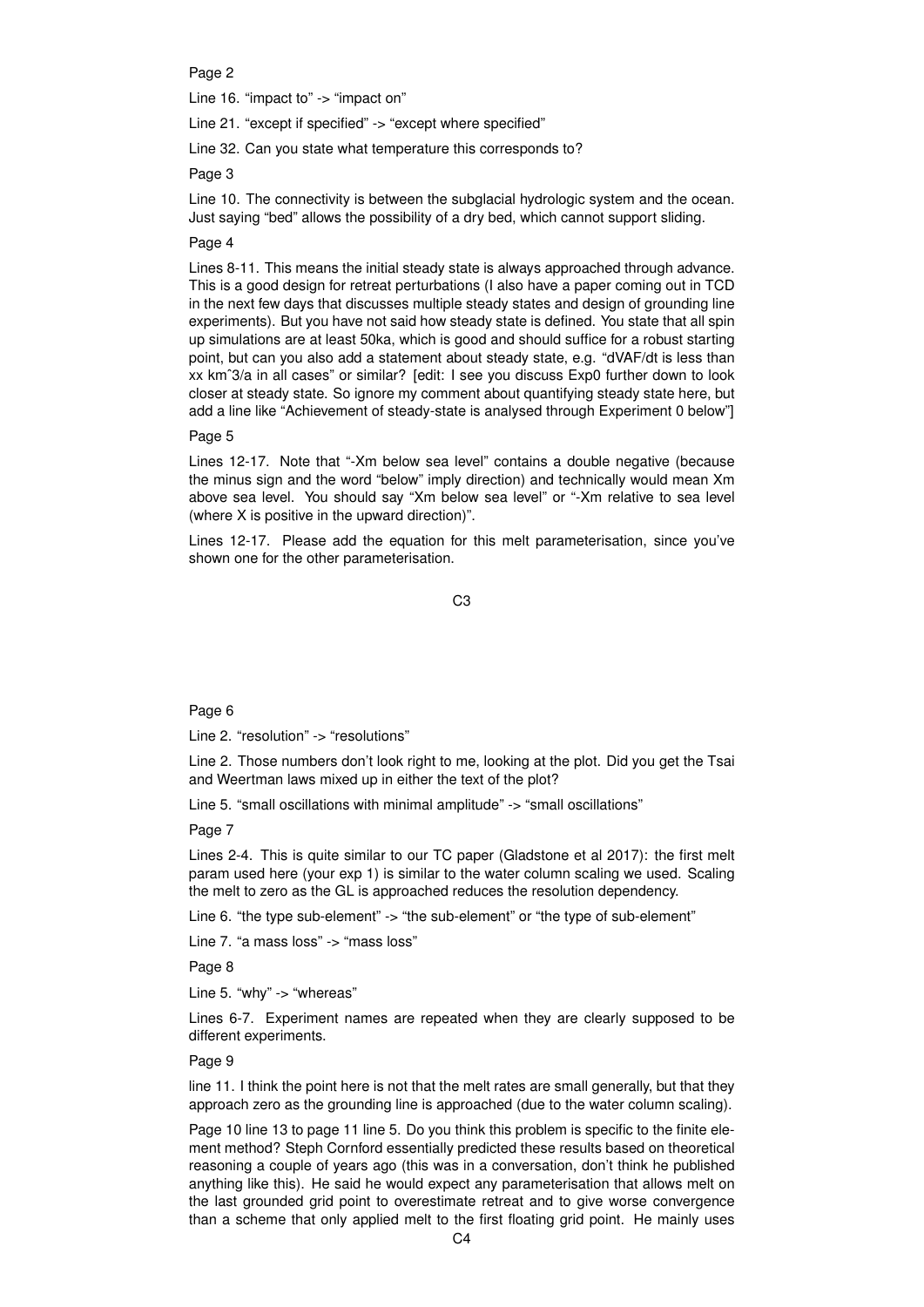Page 2

Line 16. “impact to” -> “impact on”

Line 21. “except if specified” -> “except where specified”

Line 32. Can you state what temperature this corresponds to?

Page 3

Line 10. The connectivity is between the subglacial hydrologic system and the ocean. Just saying “bed” allows the possibility of a dry bed, which cannot support sliding.

Page 4

Lines 8-11. This means the initial steady state is always approached through advance. This is a good design for retreat perturbations (I also have a paper coming out in TCD in the next few days that discusses multiple steady states and design of grounding line experiments). But you have not said how steady state is defined. You state that all spin up simulations are at least 50ka, which is good and should suffice for a robust starting point, but can you also add a statement about steady state, e.g. “dVAF/dt is less than xx km^3/a in all cases” or similar? [edit: I see you discuss Exp0 further down to look closer at steady state. So ignore my comment about quantifying steady state here, but add a line like “Achievement of steady-state is analysed through Experiment 0 below”]

Page 5

Lines 12-17. Note that “-Xm below sea level” contains a double negative (because the minus sign and the word “below” imply direction) and technically would mean Xm above sea level. You should say “Xm below sea level” or “-Xm relative to sea level (where X is positive in the upward direction)”.

Lines 12-17. Please add the equation for this melt parameterisation, since you’ve shown one for the other parameterisation.

Page 6

Line 2. “resolution” -> “resolutions”

Line 2. Those numbers don’t look right to me, looking at the plot. Did you get the Tsai and Weertman laws mixed up in either the text of the plot?

Line 5. “small oscillations with minimal amplitude” -> “small oscillations”

Page 7

Lines 2-4. This is quite similar to our TC paper (Gladstone et al 2017): the first melt param used here (your exp 1) is similar to the water column scaling we used. Scaling the melt to zero as the GL is approached reduces the resolution dependency.

Line 6. “the type sub-element” -> “the sub-element” or “the type of sub-element”

Line 7. “a mass loss” -> “mass loss”

Page 8

Line 5. “why” -> “whereas”

Lines 6-7. Experiment names are repeated when they are clearly supposed to be different experiments.

Page 9

line 11. I think the point here is not that the melt rates are small generally, but that they approach zero as the grounding line is approached (due to the water column scaling).

Page 10 line 13 to page 11 line 5. Do you think this problem is specific to the finite element method? Steph Cornford essentially predicted these results based on theoretical reasoning a couple of years ago (this was in a conversation, don’t think he published anything like this). He said he would expect any parameterisation that allows melt on the last grounded grid point to overestimate retreat and to give worse convergence than a scheme that only applied melt to the first floating grid point. He mainly uses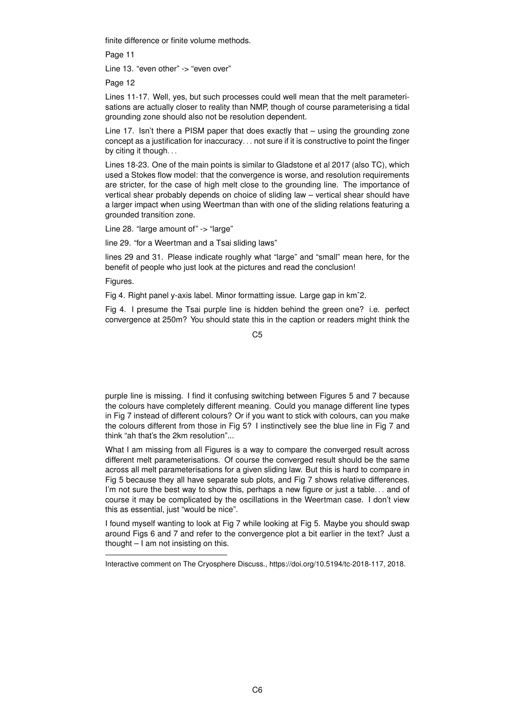finite difference or finite volume methods.

Page 11

Line 13. "even other" -> "even over"

Page 12

Lines 11-17. Well, yes, but such processes could well mean that the melt parameterisations are actually closer to reality than NMP, though of course parameterising a tidal grounding zone should also not be resolution dependent.

Line 17. Isn't there a PISM paper that does exactly that – using the grounding zone concept as a justification for inaccuracy. . . not sure if it is constructive to point the finger by citing it though. . .

Lines 18-23. One of the main points is similar to Gladstone et al 2017 (also TC), which used a Stokes flow model: that the convergence is worse, and resolution requirements are stricter, for the case of high melt close to the grounding line. The importance of vertical shear probably depends on choice of sliding law – vertical shear should have a larger impact when using Weertman than with one of the sliding relations featuring a grounded transition zone.

Line 28. "large amount of" -> "large"

line 29. "for a Weertman and a Tsai sliding laws"

lines 29 and 31. Please indicate roughly what "large" and "small" mean here, for the benefit of people who just look at the pictures and read the conclusion!

Figures.

Fig 4. Right panel y-axis label. Minor formatting issue. Large gap in km^2.

Fig 4. I presume the Tsai purple line is hidden behind the green one? i.e. perfect convergence at 250m? You should state this in the caption or readers might think the purple line is missing. I find it confusing switching between Figures 5 and 7 because the colours have completely different meaning. Could you manage different line types in Fig 7 instead of different colours? Or if you want to stick with colours, can you make the colours different from those in Fig 5? I instinctively see the blue line in Fig 7 and think "ah that's the 2km resolution"...

What I am missing from all Figures is a way to compare the converged result across different melt parameterisations. Of course the converged result should be the same across all melt parameterisations for a given sliding law. But this is hard to compare in Fig 5 because they all have separate sub plots, and Fig 7 shows relative differences. I'm not sure the best way to show this, perhaps a new figure or just a table. . . and of course it may be complicated by the oscillations in the Weertman case. I don't view this as essential, just "would be nice".

I found myself wanting to look at Fig 7 while looking at Fig 5. Maybe you should swap around Figs 6 and 7 and refer to the convergence plot a bit earlier in the text? Just a thought – I am not insisting on this.

---

Interactive comment on The Cryosphere Discuss., https://doi.org/10.5194/tc-2018-117, 2018.